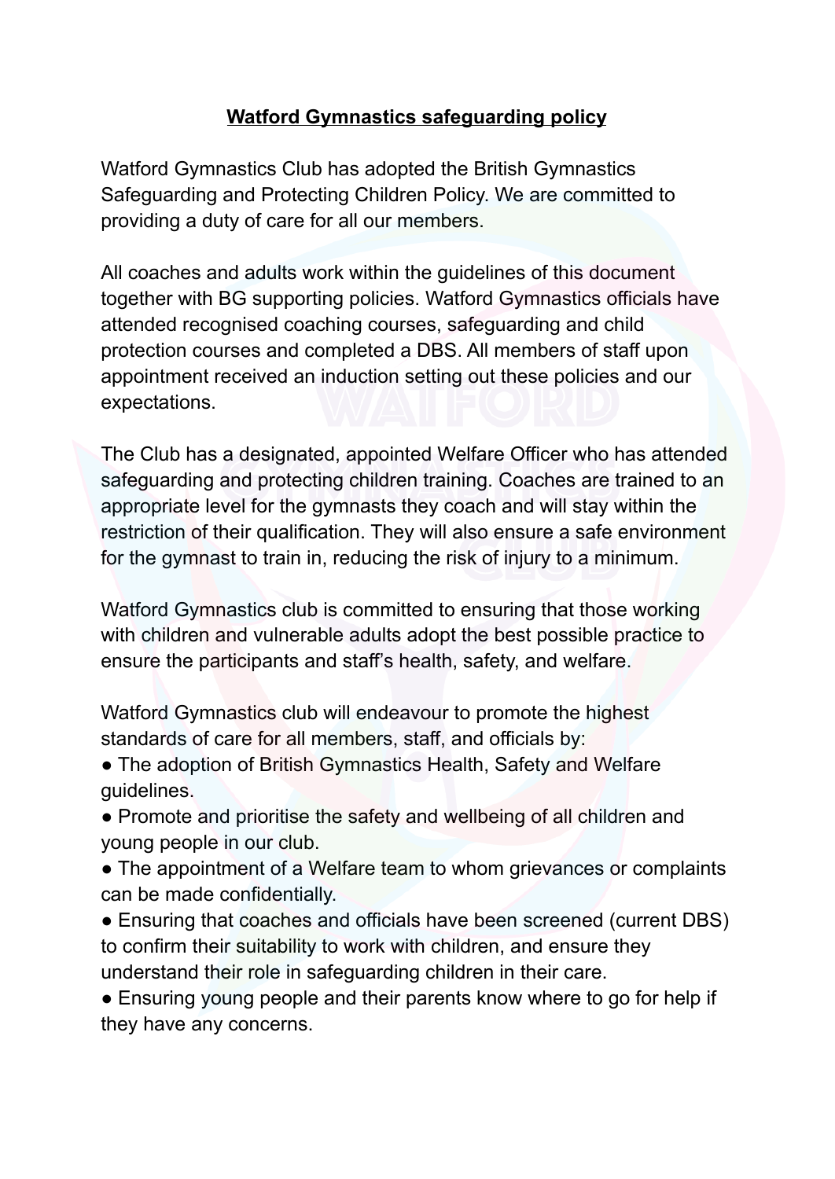# Watford Gymnastics safeguarding policy

Watford Gymnastics Club has adopted the British Gymnastics Safeguarding and Protecting Children Policy. We are committed to providing a duty of care for all our members.

All coaches and adults work within the guidelines of this document together with BG supporting policies. Watford Gymnastics officials have attended recognised coaching courses, safeguarding and child protection courses and completed a DBS. All members of staff upon appointment received an induction setting out these policies and our expectations.

The Club has a designated, appointed Welfare Officer who has attended safeguarding and protecting children training. Coaches are trained to an appropriate level for the gymnasts they coach and will stay within the restriction of their qualification. They will also ensure a safe environment for the gymnast to train in, reducing the risk of injury to a minimum.

Watford Gymnastics club is committed to ensuring that those working with children and vulnerable adults adopt the best possible practice to ensure the participants and staff's health, safety, and welfare.

Watford Gymnastics club will endeavour to promote the highest standards of care for all members, staff, and officials by:

- The adoption of British Gymnastics Health, Safety and Welfare guidelines.
- Promote and prioritise the safety and wellbeing of all children and young people in our club.
- The appointment of a Welfare team to whom grievances or complaints can be made confidentially.
- Ensuring that coaches and officials have been screened (current DBS) to confirm their suitability to work with children, and ensure they understand their role in safeguarding children in their care.
- Ensuring young people and their parents know where to go for help if they have any concerns.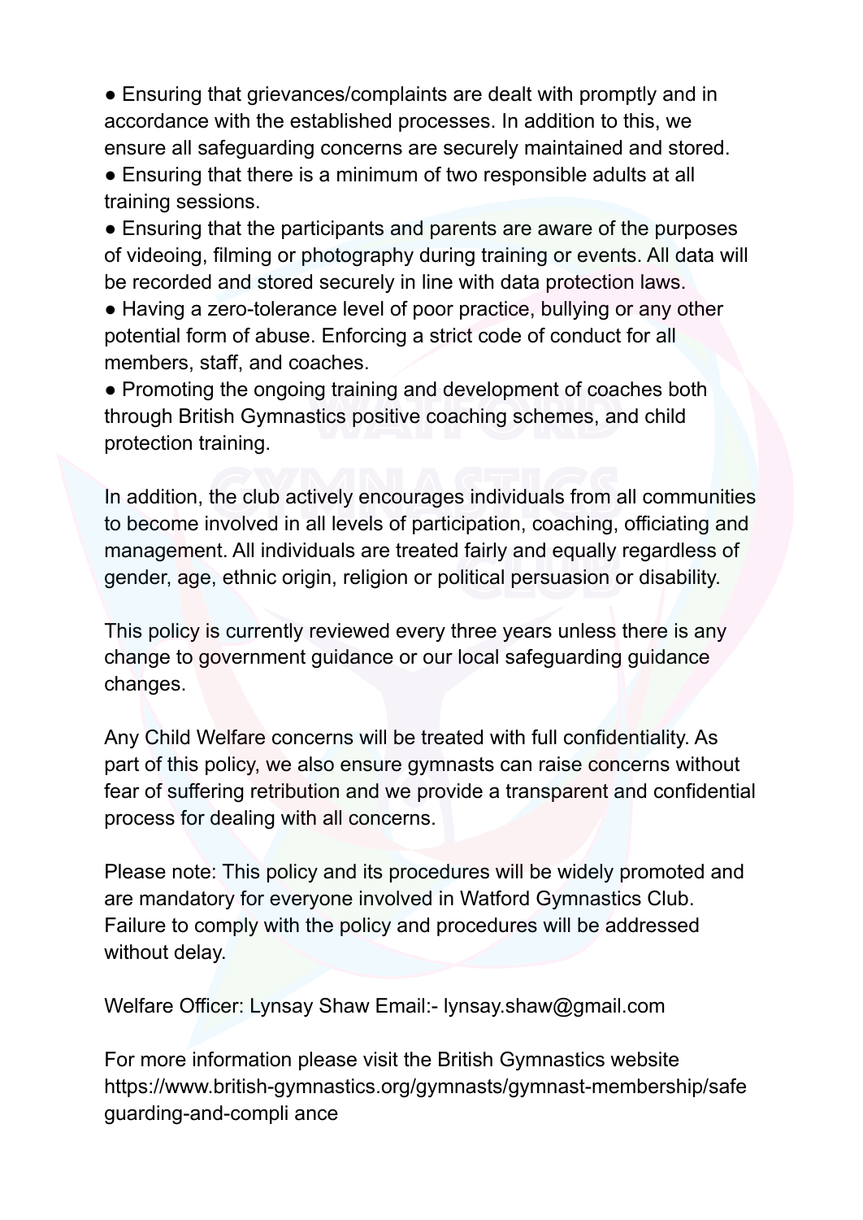- Ensuring that grievances/complaints are dealt with promptly and in accordance with the established processes. In addition to this, we ensure all safeguarding concerns are securely maintained and stored.
- Ensuring that there is a minimum of two responsible adults at all training sessions.
- Ensuring that the participants and parents are aware of the purposes of videoing, filming or photography during training or events. All data will be recorded and stored securely in line with data protection laws.
- Having a zero-tolerance level of poor practice, bullying or any other potential form of abuse. Enforcing a strict code of conduct for all members, staff, and coaches.
- Promoting the ongoing training and development of coaches both through British Gymnastics positive coaching schemes, and child protection training.

In addition, the club actively encourages individuals from all communities to become involved in all levels of participation, coaching, officiating and management. All individuals are treated fairly and equally regardless of gender, age, ethnic origin, religion or political persuasion or disability.

This policy is currently reviewed every three years unless there is any change to government guidance or our local safeguarding guidance changes.

Any Child Welfare concerns will be treated with full confidentiality. As part of this policy, we also ensure gymnasts can raise concerns without fear of suffering retribution and we provide a transparent and confidential process for dealing with all concerns.

Please note: This policy and its procedures will be widely promoted and are mandatory for everyone involved in Watford Gymnastics Club. Failure to comply with the policy and procedures will be addressed without delay.

Welfare Officer: Lynsay Shaw Email:- lynsay.shaw@gmail.com

For more information please visit the British Gymnastics website https://www.british-gymnastics.org/gymnasts/gymnast-membership/safeguarding-and-compli ance